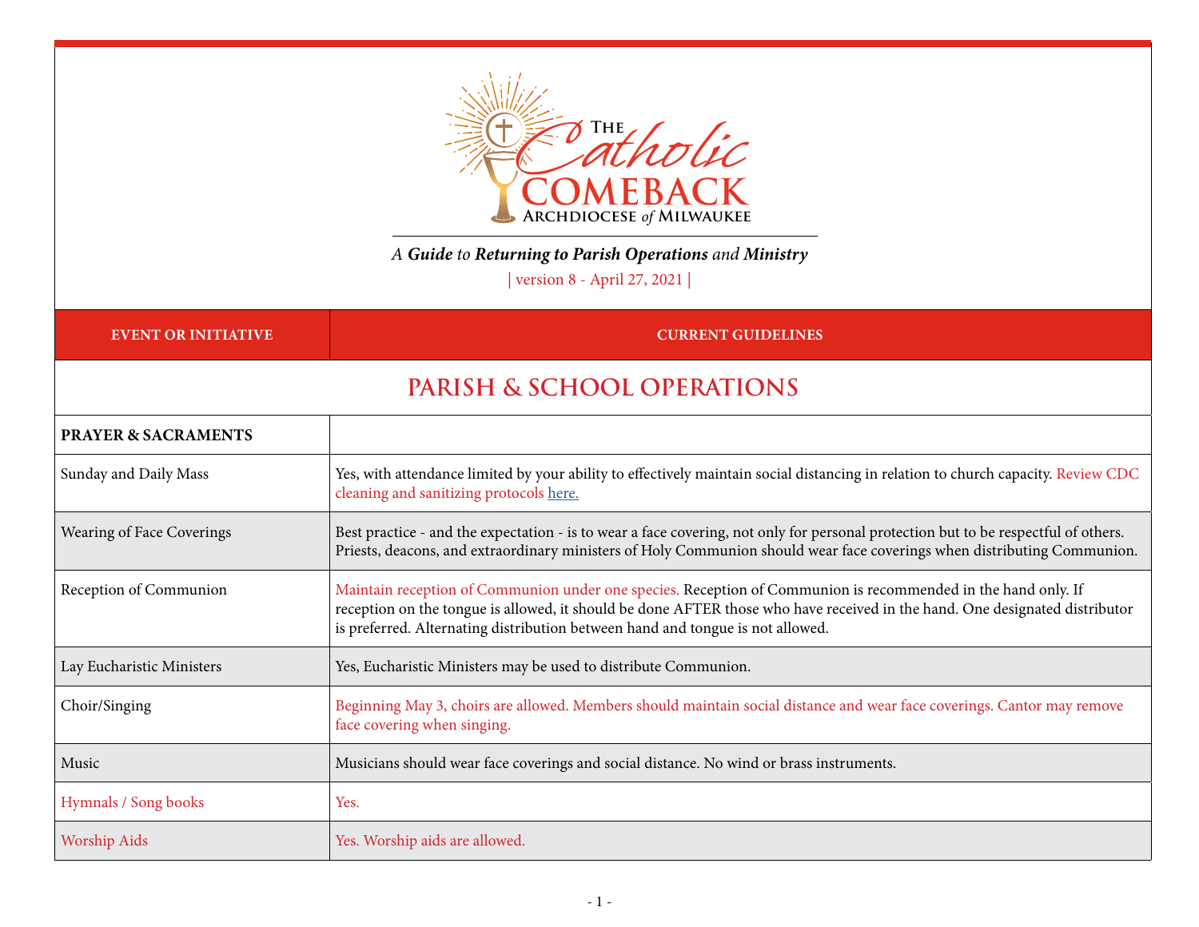# The Catholic Comeback

ARCHDIOCESE *of* MILWAUKEE

*A* ***Guide*** *to* ***Returning to Parish Operations*** *and* ***Ministry***

| version 8 - April 27, 2021 |

| EVENT OR INITIATIVE | CURRENT GUIDELINES |
|---|---|
| **PARISH & SCHOOL OPERATIONS** | |
| **PRAYER & SACRAMENTS** | |
| Sunday and Daily Mass | Yes, with attendance limited by your ability to effectively maintain social distancing in relation to church capacity. Review CDC cleaning and sanitizing protocols here. |
| Wearing of Face Coverings | Best practice - and the expectation - is to wear a face covering, not only for personal protection but to be respectful of others. Priests, deacons, and extraordinary ministers of Holy Communion should wear face coverings when distributing Communion. |
| Reception of Communion | Maintain reception of Communion under one species. Reception of Communion is recommended in the hand only. If reception on the tongue is allowed, it should be done AFTER those who have received in the hand. One designated distributor is preferred. Alternating distribution between hand and tongue is not allowed. |
| Lay Eucharistic Ministers | Yes, Eucharistic Ministers may be used to distribute Communion. |
| Choir/Singing | Beginning May 3, choirs are allowed. Members should maintain social distance and wear face coverings. Cantor may remove face covering when singing. |
| Music | Musicians should wear face coverings and social distance. No wind or brass instruments. |
| Hymnals / Song books | Yes. |
| Worship Aids | Yes. Worship aids are allowed. |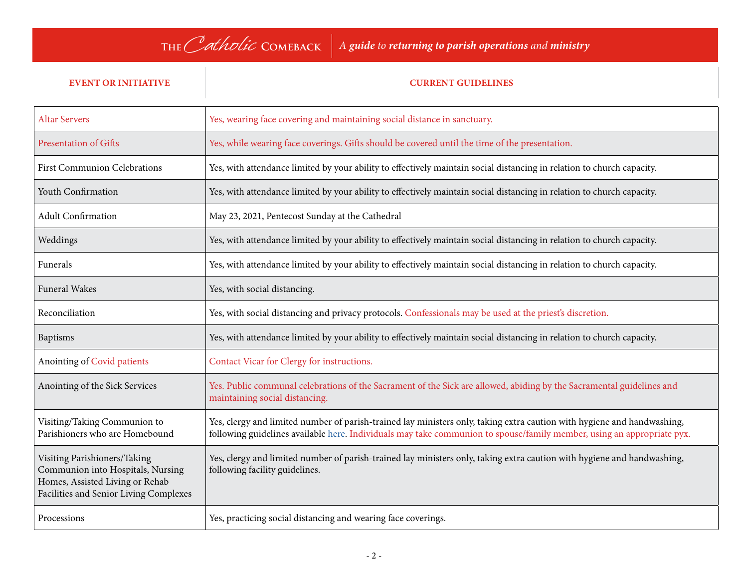THE *Catholic* COMEBACK | *A **guide** to **returning to parish operations** and **ministry***

| EVENT OR INITIATIVE | CURRENT GUIDELINES |
|---|---|
| Altar Servers | Yes, wearing face covering and maintaining social distance in sanctuary. |
| Presentation of Gifts | Yes, while wearing face coverings. Gifts should be covered until the time of the presentation. |
| First Communion Celebrations | Yes, with attendance limited by your ability to effectively maintain social distancing in relation to church capacity. |
| Youth Confirmation | Yes, with attendance limited by your ability to effectively maintain social distancing in relation to church capacity. |
| Adult Confirmation | May 23, 2021, Pentecost Sunday at the Cathedral |
| Weddings | Yes, with attendance limited by your ability to effectively maintain social distancing in relation to church capacity. |
| Funerals | Yes, with attendance limited by your ability to effectively maintain social distancing in relation to church capacity. |
| Funeral Wakes | Yes, with social distancing. |
| Reconciliation | Yes, with social distancing and privacy protocols. Confessionals may be used at the priest's discretion. |
| Baptisms | Yes, with attendance limited by your ability to effectively maintain social distancing in relation to church capacity. |
| Anointing of Covid patients | Contact Vicar for Clergy for instructions. |
| Anointing of the Sick Services | Yes. Public communal celebrations of the Sacrament of the Sick are allowed, abiding by the Sacramental guidelines and maintaining social distancing. |
| Visiting/Taking Communion to Parishioners who are Homebound | Yes, clergy and limited number of parish-trained lay ministers only, taking extra caution with hygiene and handwashing, following guidelines available here. Individuals may take communion to spouse/family member, using an appropriate pyx. |
| Visiting Parishioners/Taking Communion into Hospitals, Nursing Homes, Assisted Living or Rehab Facilities and Senior Living Complexes | Yes, clergy and limited number of parish-trained lay ministers only, taking extra caution with hygiene and handwashing, following facility guidelines. |
| Processions | Yes, practicing social distancing and wearing face coverings. |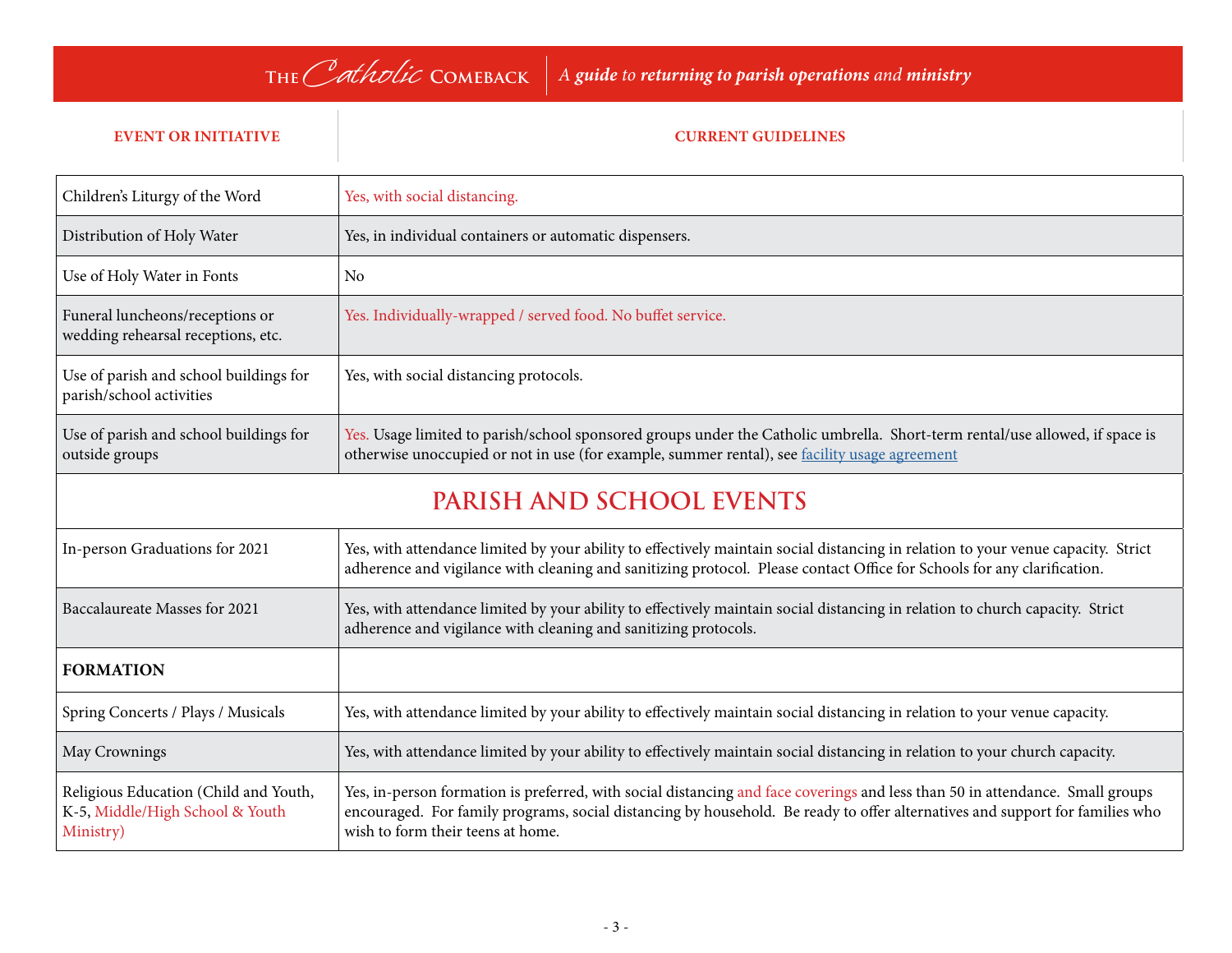| EVENT OR INITIATIVE | CURRENT GUIDELINES |
|---|---|
| Children's Liturgy of the Word | Yes, with social distancing. |
| Distribution of Holy Water | Yes, in individual containers or automatic dispensers. |
| Use of Holy Water in Fonts | No |
| Funeral luncheons/receptions or wedding rehearsal receptions, etc. | Yes. Individually-wrapped / served food. No buffet service. |
| Use of parish and school buildings for parish/school activities | Yes, with social distancing protocols. |
| Use of parish and school buildings for outside groups | Yes. Usage limited to parish/school sponsored groups under the Catholic umbrella. Short-term rental/use allowed, if space is otherwise unoccupied or not in use (for example, summer rental), see facility usage agreement |
| **PARISH AND SCHOOL EVENTS** | |
| In-person Graduations for 2021 | Yes, with attendance limited by your ability to effectively maintain social distancing in relation to your venue capacity. Strict adherence and vigilance with cleaning and sanitizing protocol. Please contact Office for Schools for any clarification. |
| Baccalaureate Masses for 2021 | Yes, with attendance limited by your ability to effectively maintain social distancing in relation to church capacity. Strict adherence and vigilance with cleaning and sanitizing protocols. |
| **FORMATION** | |
| Spring Concerts / Plays / Musicals | Yes, with attendance limited by your ability to effectively maintain social distancing in relation to your venue capacity. |
| May Crownings | Yes, with attendance limited by your ability to effectively maintain social distancing in relation to your church capacity. |
| Religious Education (Child and Youth, K-5, Middle/High School & Youth Ministry) | Yes, in-person formation is preferred, with social distancing and face coverings and less than 50 in attendance. Small groups encouraged. For family programs, social distancing by household. Be ready to offer alternatives and support for families who wish to form their teens at home. |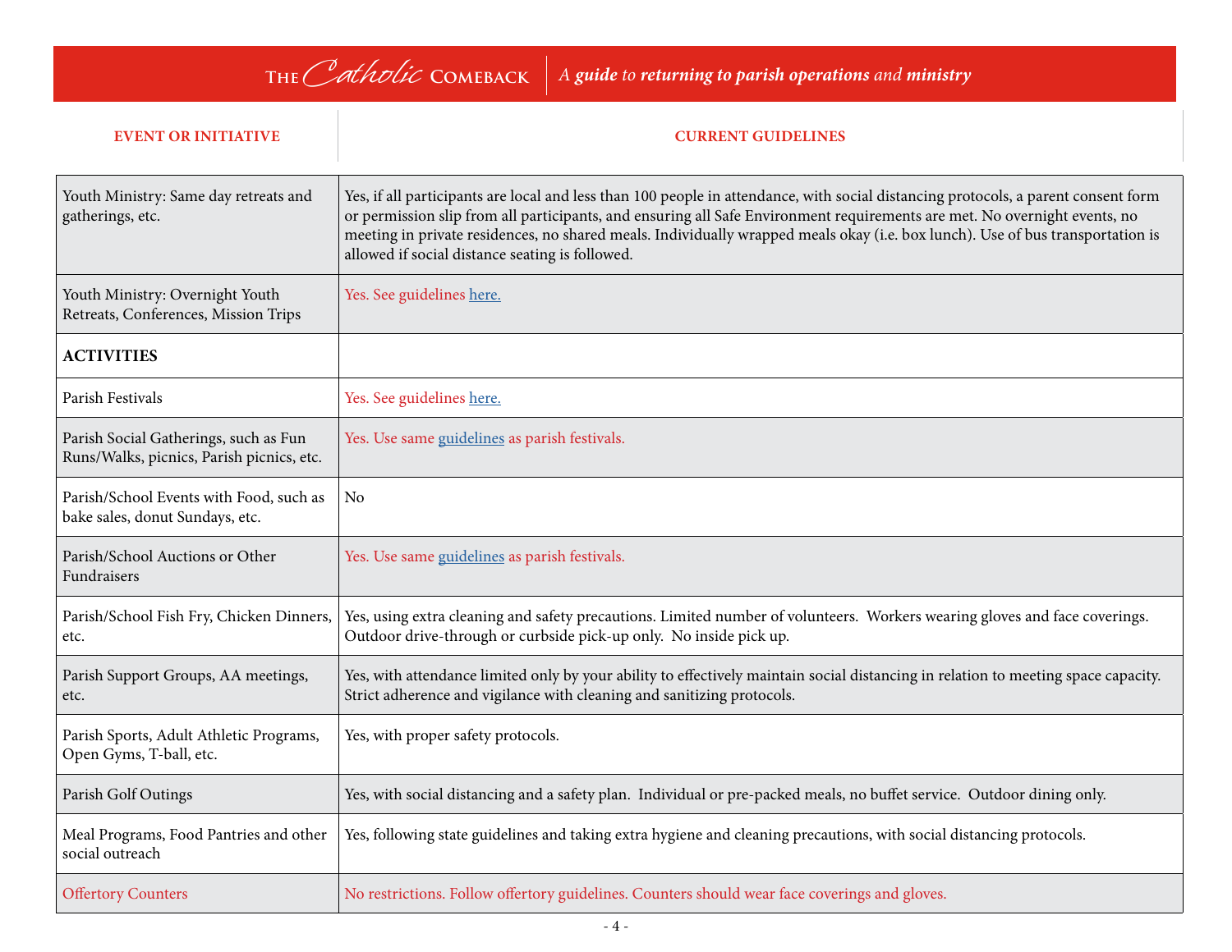| EVENT OR INITIATIVE | CURRENT GUIDELINES |
| --- | --- |
| Youth Ministry: Same day retreats and gatherings, etc. | Yes, if all participants are local and less than 100 people in attendance, with social distancing protocols, a parent consent form or permission slip from all participants, and ensuring all Safe Environment requirements are met. No overnight events, no meeting in private residences, no shared meals. Individually wrapped meals okay (i.e. box lunch). Use of bus transportation is allowed if social distance seating is followed. |
| Youth Ministry: Overnight Youth Retreats, Conferences, Mission Trips | Yes. See guidelines here. |
| **ACTIVITIES** | |
| Parish Festivals | Yes. See guidelines here. |
| Parish Social Gatherings, such as Fun Runs/Walks, picnics, Parish picnics, etc. | Yes. Use same guidelines as parish festivals. |
| Parish/School Events with Food, such as bake sales, donut Sundays, etc. | No |
| Parish/School Auctions or Other Fundraisers | Yes. Use same guidelines as parish festivals. |
| Parish/School Fish Fry, Chicken Dinners, etc. | Yes, using extra cleaning and safety precautions. Limited number of volunteers. Workers wearing gloves and face coverings. Outdoor drive-through or curbside pick-up only. No inside pick up. |
| Parish Support Groups, AA meetings, etc. | Yes, with attendance limited only by your ability to effectively maintain social distancing in relation to meeting space capacity. Strict adherence and vigilance with cleaning and sanitizing protocols. |
| Parish Sports, Adult Athletic Programs, Open Gyms, T-ball, etc. | Yes, with proper safety protocols. |
| Parish Golf Outings | Yes, with social distancing and a safety plan. Individual or pre-packed meals, no buffet service. Outdoor dining only. |
| Meal Programs, Food Pantries and other social outreach | Yes, following state guidelines and taking extra hygiene and cleaning precautions, with social distancing protocols. |
| Offertory Counters | No restrictions. Follow offertory guidelines. Counters should wear face coverings and gloves. |